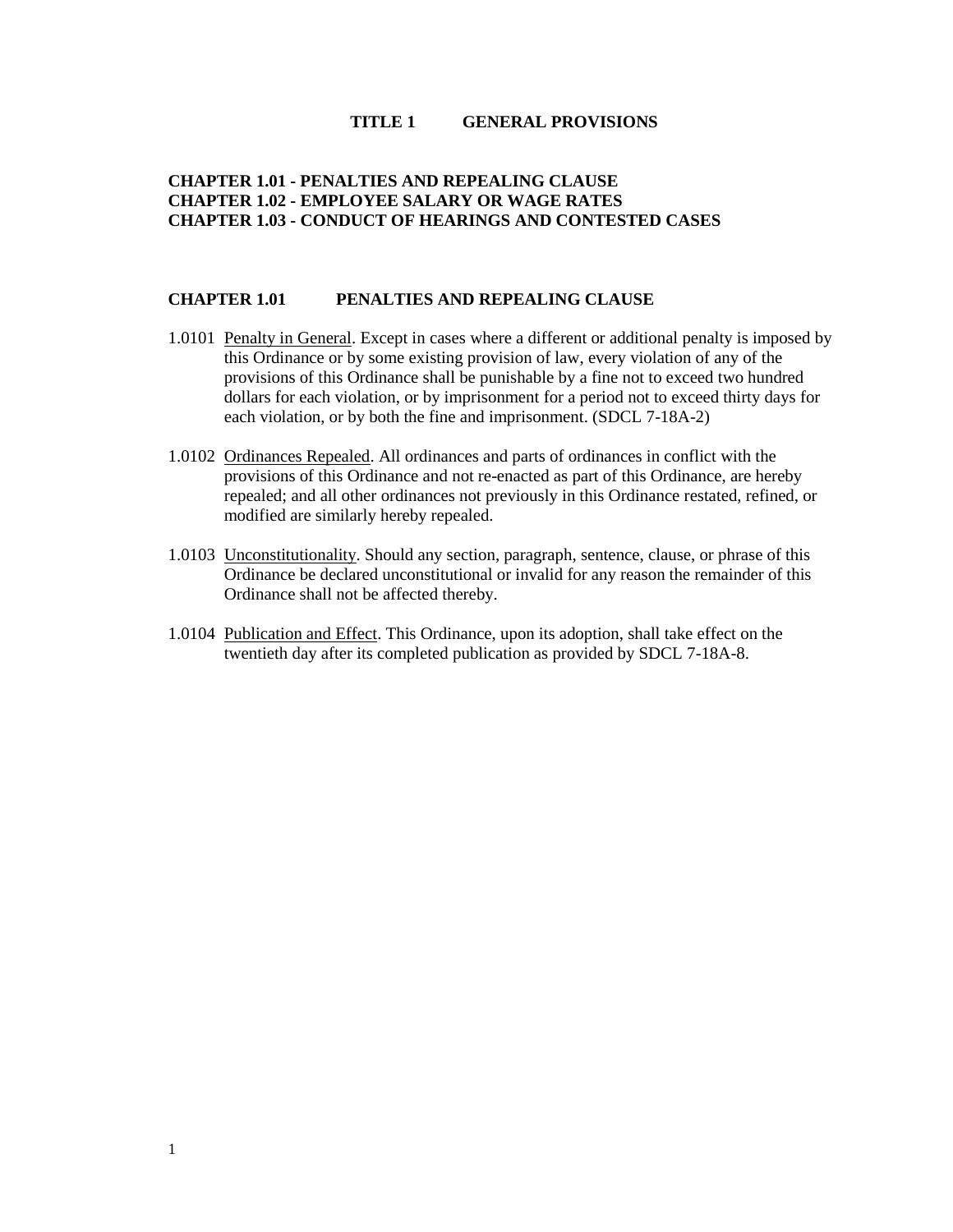# TITLE 1 GENERAL PROVISIONS

**CHAPTER 1.01 - PENALTIES AND REPEALING CLAUSE**
**CHAPTER 1.02 - EMPLOYEE SALARY OR WAGE RATES**
**CHAPTER 1.03 - CONDUCT OF HEARINGS AND CONTESTED CASES**

## CHAPTER 1.01 PENALTIES AND REPEALING CLAUSE

1.0101 Penalty in General. Except in cases where a different or additional penalty is imposed by this Ordinance or by some existing provision of law, every violation of any of the provisions of this Ordinance shall be punishable by a fine not to exceed two hundred dollars for each violation, or by imprisonment for a period not to exceed thirty days for each violation, or by both the fine and imprisonment. (SDCL 7-18A-2)

1.0102 Ordinances Repealed. All ordinances and parts of ordinances in conflict with the provisions of this Ordinance and not re-enacted as part of this Ordinance, are hereby repealed; and all other ordinances not previously in this Ordinance restated, refined, or modified are similarly hereby repealed.

1.0103 Unconstitutionality. Should any section, paragraph, sentence, clause, or phrase of this Ordinance be declared unconstitutional or invalid for any reason the remainder of this Ordinance shall not be affected thereby.

1.0104 Publication and Effect. This Ordinance, upon its adoption, shall take effect on the twentieth day after its completed publication as provided by SDCL 7-18A-8.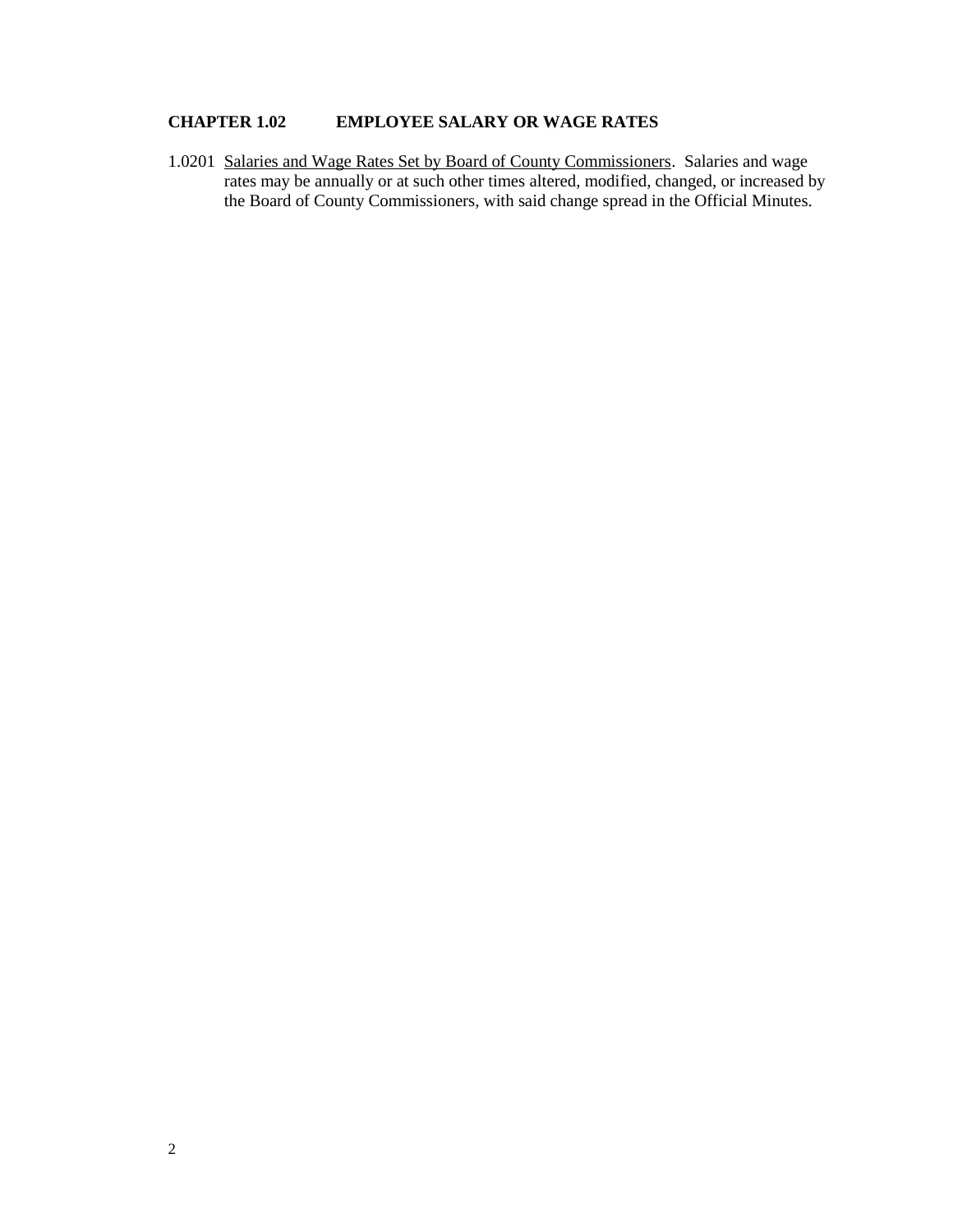## CHAPTER 1.02 EMPLOYEE SALARY OR WAGE RATES

1.0201 Salaries and Wage Rates Set by Board of County Commissioners. Salaries and wage rates may be annually or at such other times altered, modified, changed, or increased by the Board of County Commissioners, with said change spread in the Official Minutes.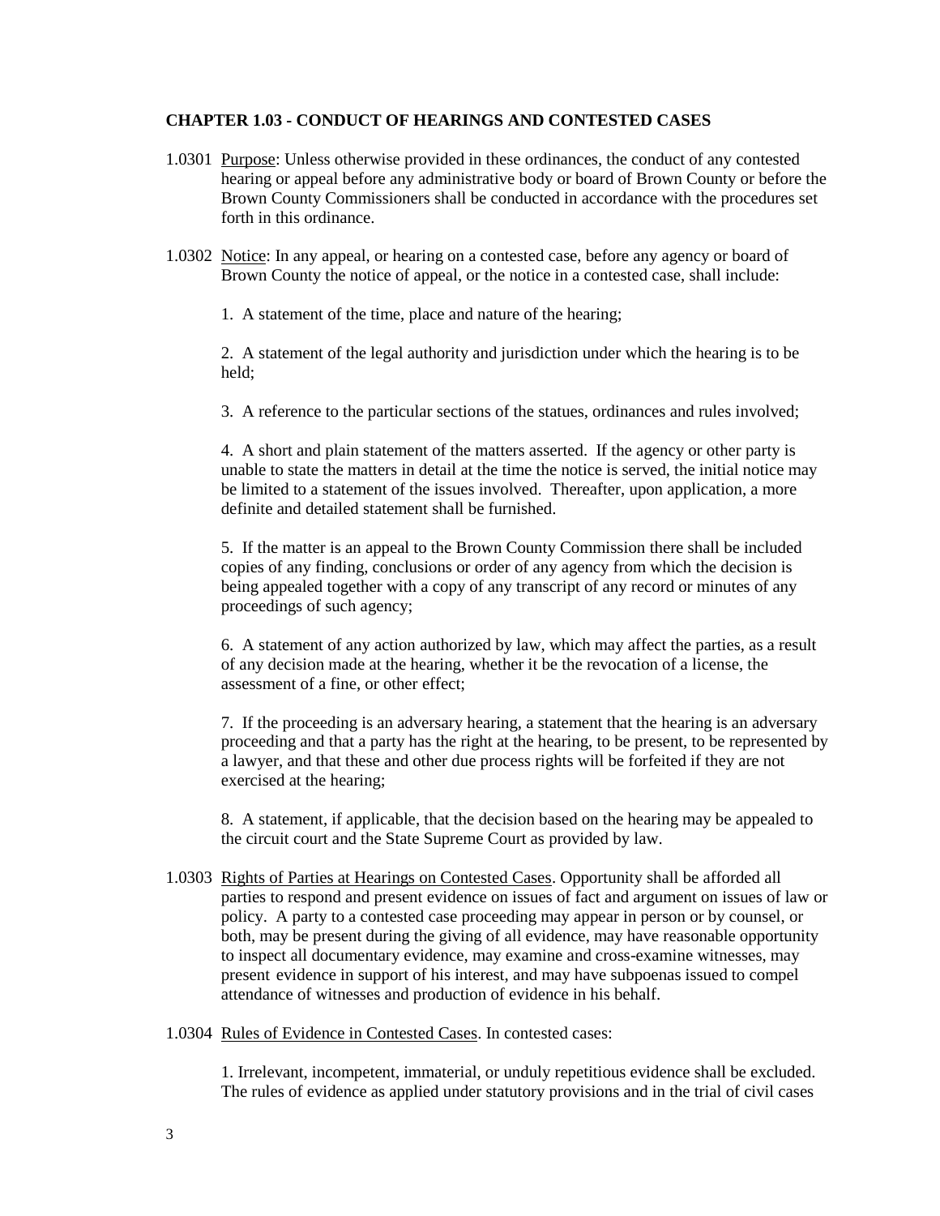**CHAPTER 1.03 - CONDUCT OF HEARINGS AND CONTESTED CASES**

1.0301 Purpose: Unless otherwise provided in these ordinances, the conduct of any contested hearing or appeal before any administrative body or board of Brown County or before the Brown County Commissioners shall be conducted in accordance with the procedures set forth in this ordinance.

1.0302 Notice: In any appeal, or hearing on a contested case, before any agency or board of Brown County the notice of appeal, or the notice in a contested case, shall include:

1. A statement of the time, place and nature of the hearing;

2. A statement of the legal authority and jurisdiction under which the hearing is to be held;

3. A reference to the particular sections of the statues, ordinances and rules involved;

4. A short and plain statement of the matters asserted. If the agency or other party is unable to state the matters in detail at the time the notice is served, the initial notice may be limited to a statement of the issues involved. Thereafter, upon application, a more definite and detailed statement shall be furnished.

5. If the matter is an appeal to the Brown County Commission there shall be included copies of any finding, conclusions or order of any agency from which the decision is being appealed together with a copy of any transcript of any record or minutes of any proceedings of such agency;

6. A statement of any action authorized by law, which may affect the parties, as a result of any decision made at the hearing, whether it be the revocation of a license, the assessment of a fine, or other effect;

7. If the proceeding is an adversary hearing, a statement that the hearing is an adversary proceeding and that a party has the right at the hearing, to be present, to be represented by a lawyer, and that these and other due process rights will be forfeited if they are not exercised at the hearing;

8. A statement, if applicable, that the decision based on the hearing may be appealed to the circuit court and the State Supreme Court as provided by law.

1.0303 Rights of Parties at Hearings on Contested Cases. Opportunity shall be afforded all parties to respond and present evidence on issues of fact and argument on issues of law or policy. A party to a contested case proceeding may appear in person or by counsel, or both, may be present during the giving of all evidence, may have reasonable opportunity to inspect all documentary evidence, may examine and cross-examine witnesses, may present evidence in support of his interest, and may have subpoenas issued to compel attendance of witnesses and production of evidence in his behalf.

1.0304 Rules of Evidence in Contested Cases. In contested cases:

1. Irrelevant, incompetent, immaterial, or unduly repetitious evidence shall be excluded. The rules of evidence as applied under statutory provisions and in the trial of civil cases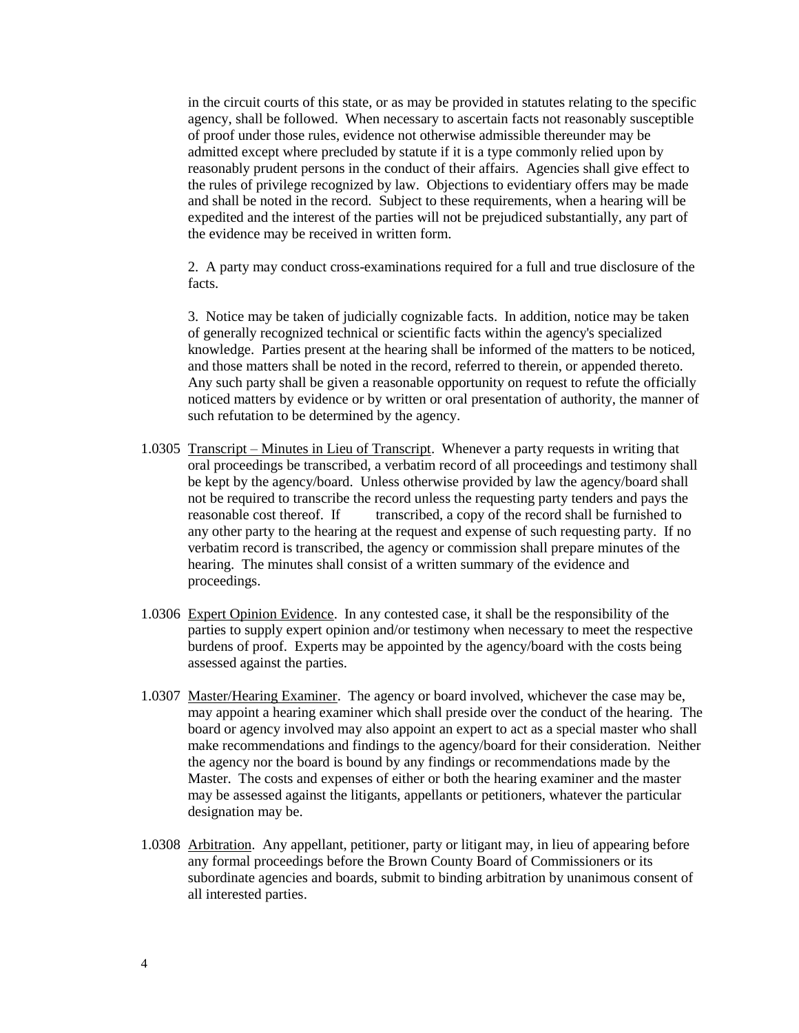in the circuit courts of this state, or as may be provided in statutes relating to the specific agency, shall be followed. When necessary to ascertain facts not reasonably susceptible of proof under those rules, evidence not otherwise admissible thereunder may be admitted except where precluded by statute if it is a type commonly relied upon by reasonably prudent persons in the conduct of their affairs. Agencies shall give effect to the rules of privilege recognized by law. Objections to evidentiary offers may be made and shall be noted in the record. Subject to these requirements, when a hearing will be expedited and the interest of the parties will not be prejudiced substantially, any part of the evidence may be received in written form.

2. A party may conduct cross-examinations required for a full and true disclosure of the facts.

3. Notice may be taken of judicially cognizable facts. In addition, notice may be taken of generally recognized technical or scientific facts within the agency's specialized knowledge. Parties present at the hearing shall be informed of the matters to be noticed, and those matters shall be noted in the record, referred to therein, or appended thereto. Any such party shall be given a reasonable opportunity on request to refute the officially noticed matters by evidence or by written or oral presentation of authority, the manner of such refutation to be determined by the agency.

1.0305 <u>Transcript – Minutes in Lieu of Transcript</u>. Whenever a party requests in writing that oral proceedings be transcribed, a verbatim record of all proceedings and testimony shall be kept by the agency/board. Unless otherwise provided by law the agency/board shall not be required to transcribe the record unless the requesting party tenders and pays the reasonable cost thereof. If transcribed, a copy of the record shall be furnished to any other party to the hearing at the request and expense of such requesting party. If no verbatim record is transcribed, the agency or commission shall prepare minutes of the hearing. The minutes shall consist of a written summary of the evidence and proceedings.

1.0306 <u>Expert Opinion Evidence</u>. In any contested case, it shall be the responsibility of the parties to supply expert opinion and/or testimony when necessary to meet the respective burdens of proof. Experts may be appointed by the agency/board with the costs being assessed against the parties.

1.0307 <u>Master/Hearing Examiner</u>. The agency or board involved, whichever the case may be, may appoint a hearing examiner which shall preside over the conduct of the hearing. The board or agency involved may also appoint an expert to act as a special master who shall make recommendations and findings to the agency/board for their consideration. Neither the agency nor the board is bound by any findings or recommendations made by the Master. The costs and expenses of either or both the hearing examiner and the master may be assessed against the litigants, appellants or petitioners, whatever the particular designation may be.

1.0308 <u>Arbitration</u>. Any appellant, petitioner, party or litigant may, in lieu of appearing before any formal proceedings before the Brown County Board of Commissioners or its subordinate agencies and boards, submit to binding arbitration by unanimous consent of all interested parties.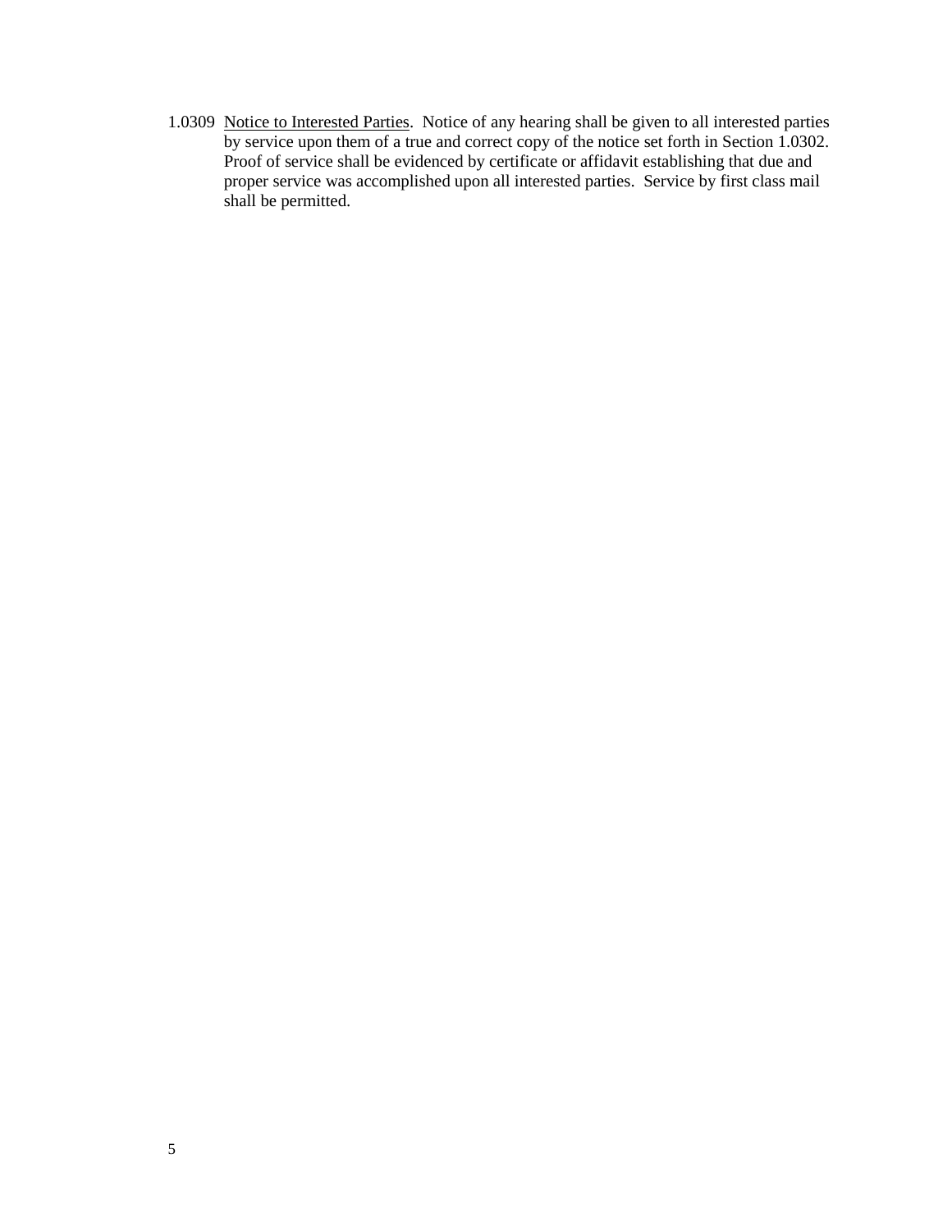1.0309 <u>Notice to Interested Parties</u>. Notice of any hearing shall be given to all interested parties by service upon them of a true and correct copy of the notice set forth in Section 1.0302. Proof of service shall be evidenced by certificate or affidavit establishing that due and proper service was accomplished upon all interested parties. Service by first class mail shall be permitted.